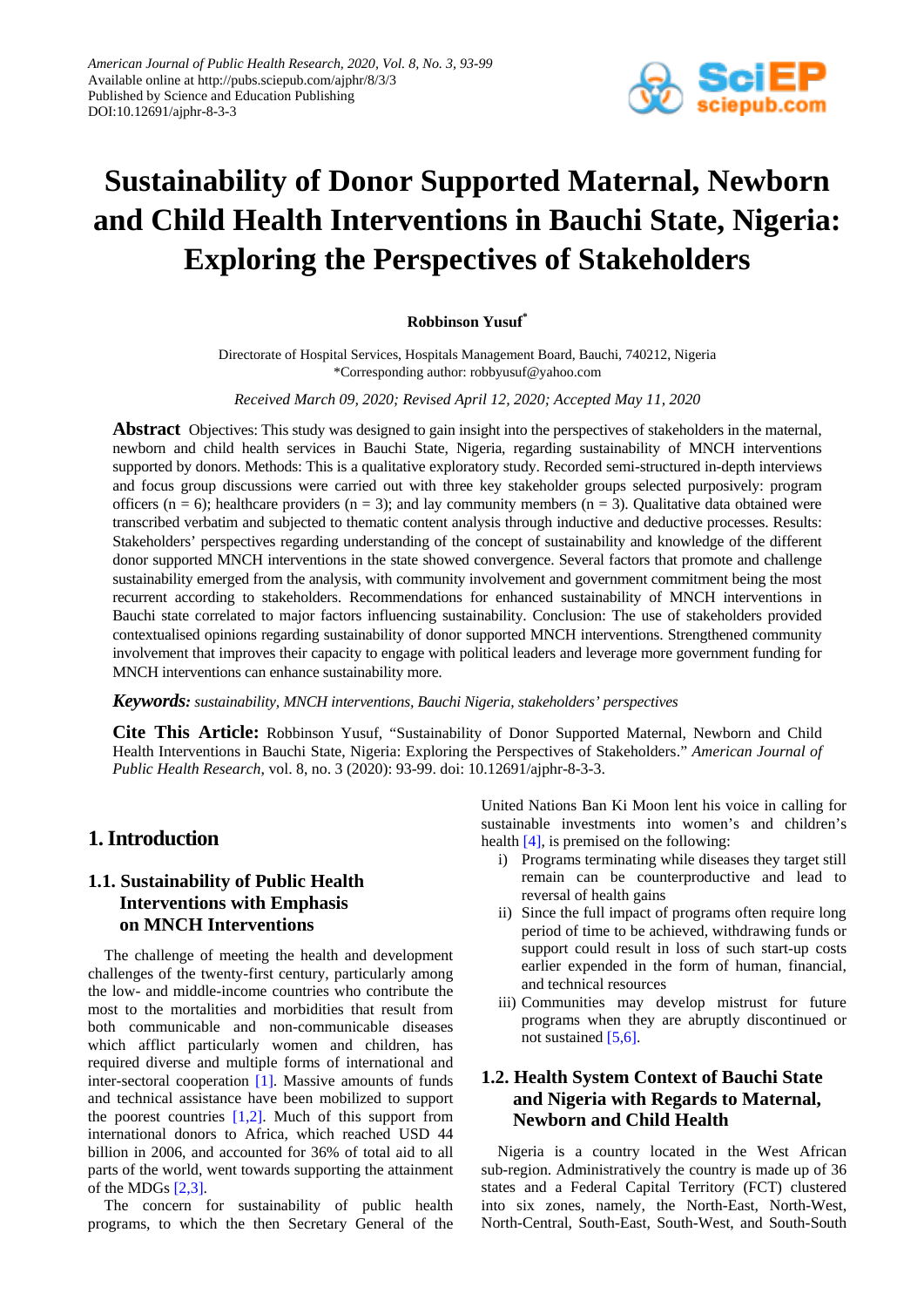# Sustainability of Donor Supported Maternal, Newborn and Child Health Interventions in Bauchi State, Nigeria: Exploring the Perspectives of Stakeholders

**Robbinson Yusuf***

Directorate of Hospital Services, Hospitals Management Board, Bauchi, 740212, Nigeria
*Corresponding author: robbyusuf@yahoo.com

*Received March 09, 2020; Revised April 12, 2020; Accepted May 11, 2020*

**Abstract** Objectives: This study was designed to gain insight into the perspectives of stakeholders in the maternal, newborn and child health services in Bauchi State, Nigeria, regarding sustainability of MNCH interventions supported by donors. Methods: This is a qualitative exploratory study. Recorded semi-structured in-depth interviews and focus group discussions were carried out with three key stakeholder groups selected purposively: program officers (n = 6); healthcare providers (n = 3); and lay community members (n = 3). Qualitative data obtained were transcribed verbatim and subjected to thematic content analysis through inductive and deductive processes. Results: Stakeholders' perspectives regarding understanding of the concept of sustainability and knowledge of the different donor supported MNCH interventions in the state showed convergence. Several factors that promote and challenge sustainability emerged from the analysis, with community involvement and government commitment being the most recurrent according to stakeholders. Recommendations for enhanced sustainability of MNCH interventions in Bauchi state correlated to major factors influencing sustainability. Conclusion: The use of stakeholders provided contextualised opinions regarding sustainability of donor supported MNCH interventions. Strengthened community involvement that improves their capacity to engage with political leaders and leverage more government funding for MNCH interventions can enhance sustainability more.

***Keywords:*** *sustainability, MNCH interventions, Bauchi Nigeria, stakeholders' perspectives*

**Cite This Article:** Robbinson Yusuf, "Sustainability of Donor Supported Maternal, Newborn and Child Health Interventions in Bauchi State, Nigeria: Exploring the Perspectives of Stakeholders." *American Journal of Public Health Research*, vol. 8, no. 3 (2020): 93-99. doi: 10.12691/ajphr-8-3-3.

## 1. Introduction

### 1.1. Sustainability of Public Health Interventions with Emphasis on MNCH Interventions

The challenge of meeting the health and development challenges of the twenty-first century, particularly among the low- and middle-income countries who contribute the most to the mortalities and morbidities that result from both communicable and non-communicable diseases which afflict particularly women and children, has required diverse and multiple forms of international and inter-sectoral cooperation [1]. Massive amounts of funds and technical assistance have been mobilized to support the poorest countries [1,2]. Much of this support from international donors to Africa, which reached USD 44 billion in 2006, and accounted for 36% of total aid to all parts of the world, went towards supporting the attainment of the MDGs [2,3].

The concern for sustainability of public health programs, to which the then Secretary General of the United Nations Ban Ki Moon lent his voice in calling for sustainable investments into women's and children's health [4], is premised on the following:

i) Programs terminating while diseases they target still remain can be counterproductive and lead to reversal of health gains
ii) Since the full impact of programs often require long period of time to be achieved, withdrawing funds or support could result in loss of such start-up costs earlier expended in the form of human, financial, and technical resources
iii) Communities may develop mistrust for future programs when they are abruptly discontinued or not sustained [5,6].

### 1.2. Health System Context of Bauchi State and Nigeria with Regards to Maternal, Newborn and Child Health

Nigeria is a country located in the West African sub-region. Administratively the country is made up of 36 states and a Federal Capital Territory (FCT) clustered into six zones, namely, the North-East, North-West, North-Central, South-East, South-West, and South-South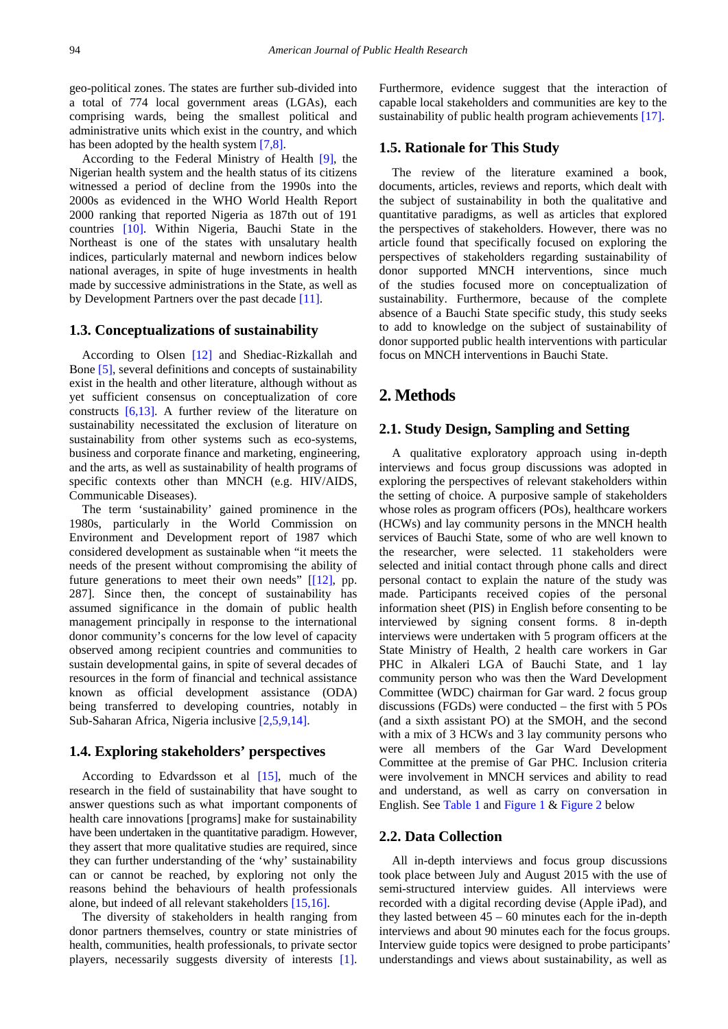geo-political zones. The states are further sub-divided into a total of 774 local government areas (LGAs), each comprising wards, being the smallest political and administrative units which exist in the country, and which has been adopted by the health system [7,8].

According to the Federal Ministry of Health [9], the Nigerian health system and the health status of its citizens witnessed a period of decline from the 1990s into the 2000s as evidenced in the WHO World Health Report 2000 ranking that reported Nigeria as 187th out of 191 countries [10]. Within Nigeria, Bauchi State in the Northeast is one of the states with unsalutary health indices, particularly maternal and newborn indices below national averages, in spite of huge investments in health made by successive administrations in the State, as well as by Development Partners over the past decade [11].

### 1.3. Conceptualizations of sustainability

According to Olsen [12] and Shediac-Rizkallah and Bone [5], several definitions and concepts of sustainability exist in the health and other literature, although without as yet sufficient consensus on conceptualization of core constructs [6,13]. A further review of the literature on sustainability necessitated the exclusion of literature on sustainability from other systems such as eco-systems, business and corporate finance and marketing, engineering, and the arts, as well as sustainability of health programs of specific contexts other than MNCH (e.g. HIV/AIDS, Communicable Diseases).

The term 'sustainability' gained prominence in the 1980s, particularly in the World Commission on Environment and Development report of 1987 which considered development as sustainable when "it meets the needs of the present without compromising the ability of future generations to meet their own needs" [[12], pp. 287]. Since then, the concept of sustainability has assumed significance in the domain of public health management principally in response to the international donor community's concerns for the low level of capacity observed among recipient countries and communities to sustain developmental gains, in spite of several decades of resources in the form of financial and technical assistance known as official development assistance (ODA) being transferred to developing countries, notably in Sub-Saharan Africa, Nigeria inclusive [2,5,9,14].

### 1.4. Exploring stakeholders' perspectives

According to Edvardsson et al [15], much of the research in the field of sustainability that have sought to answer questions such as what important components of health care innovations [programs] make for sustainability have been undertaken in the quantitative paradigm. However, they assert that more qualitative studies are required, since they can further understanding of the 'why' sustainability can or cannot be reached, by exploring not only the reasons behind the behaviours of health professionals alone, but indeed of all relevant stakeholders [15,16].

The diversity of stakeholders in health ranging from donor partners themselves, country or state ministries of health, communities, health professionals, to private sector players, necessarily suggests diversity of interests [1]. Furthermore, evidence suggest that the interaction of capable local stakeholders and communities are key to the sustainability of public health program achievements [17].

### 1.5. Rationale for This Study

The review of the literature examined a book, documents, articles, reviews and reports, which dealt with the subject of sustainability in both the qualitative and quantitative paradigms, as well as articles that explored the perspectives of stakeholders. However, there was no article found that specifically focused on exploring the perspectives of stakeholders regarding sustainability of donor supported MNCH interventions, since much of the studies focused more on conceptualization of sustainability. Furthermore, because of the complete absence of a Bauchi State specific study, this study seeks to add to knowledge on the subject of sustainability of donor supported public health interventions with particular focus on MNCH interventions in Bauchi State.

## 2. Methods

### 2.1. Study Design, Sampling and Setting

A qualitative exploratory approach using in-depth interviews and focus group discussions was adopted in exploring the perspectives of relevant stakeholders within the setting of choice. A purposive sample of stakeholders whose roles as program officers (POs), healthcare workers (HCWs) and lay community persons in the MNCH health services of Bauchi State, some of who are well known to the researcher, were selected. 11 stakeholders were selected and initial contact through phone calls and direct personal contact to explain the nature of the study was made. Participants received copies of the personal information sheet (PIS) in English before consenting to be interviewed by signing consent forms. 8 in-depth interviews were undertaken with 5 program officers at the State Ministry of Health, 2 health care workers in Gar PHC in Alkaleri LGA of Bauchi State, and 1 lay community person who was then the Ward Development Committee (WDC) chairman for Gar ward. 2 focus group discussions (FGDs) were conducted – the first with 5 POs (and a sixth assistant PO) at the SMOH, and the second with a mix of 3 HCWs and 3 lay community persons who were all members of the Gar Ward Development Committee at the premise of Gar PHC. Inclusion criteria were involvement in MNCH services and ability to read and understand, as well as carry on conversation in English. See Table 1 and Figure 1 & Figure 2 below

### 2.2. Data Collection

All in-depth interviews and focus group discussions took place between July and August 2015 with the use of semi-structured interview guides. All interviews were recorded with a digital recording devise (Apple iPad), and they lasted between 45 – 60 minutes each for the in-depth interviews and about 90 minutes each for the focus groups. Interview guide topics were designed to probe participants' understandings and views about sustainability, as well as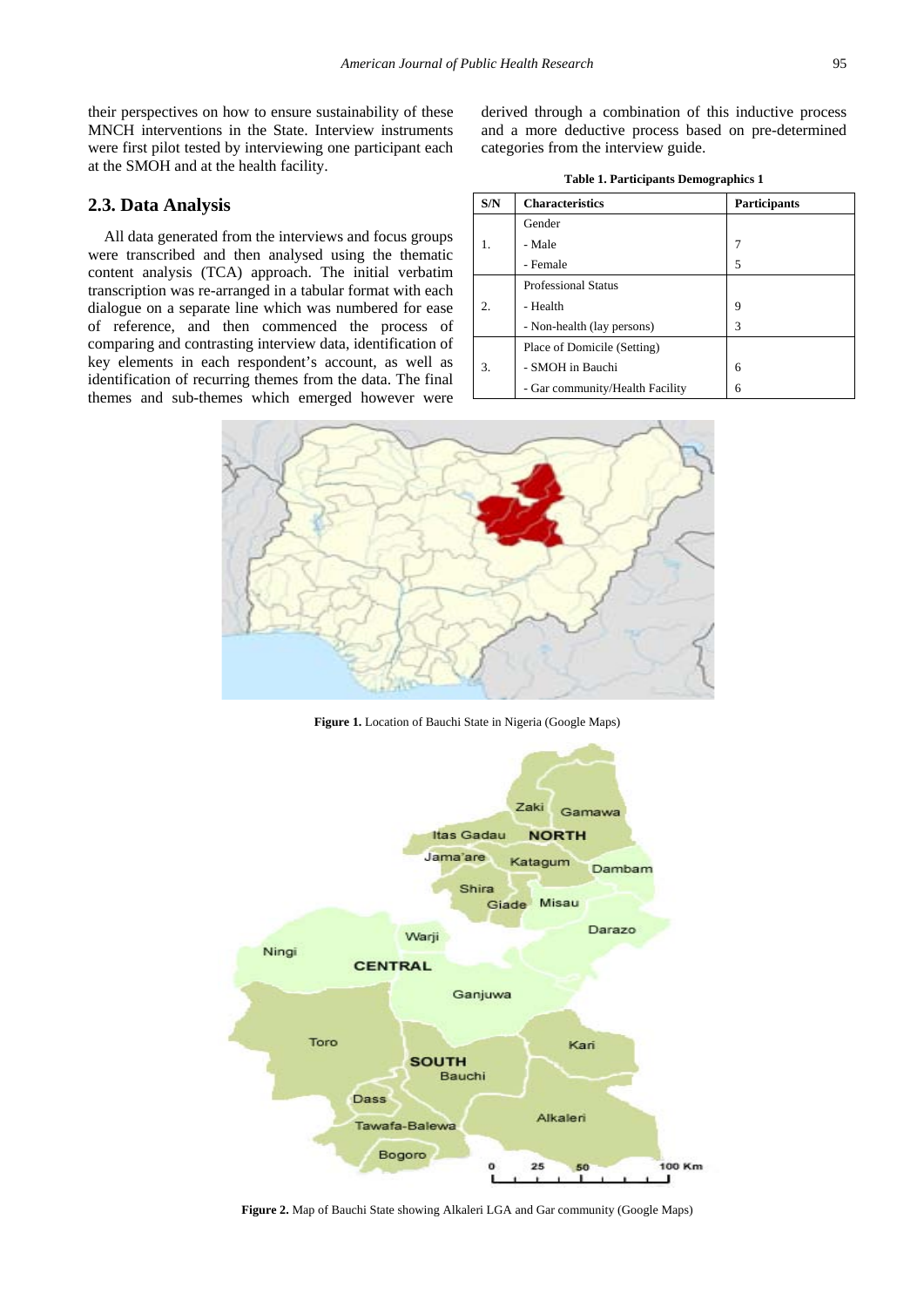their perspectives on how to ensure sustainability of these MNCH interventions in the State. Interview instruments were first pilot tested by interviewing one participant each at the SMOH and at the health facility.

## 2.3. Data Analysis

All data generated from the interviews and focus groups were transcribed and then analysed using the thematic content analysis (TCA) approach. The initial verbatim transcription was re-arranged in a tabular format with each dialogue on a separate line which was numbered for ease of reference, and then commenced the process of comparing and contrasting interview data, identification of key elements in each respondent's account, as well as identification of recurring themes from the data. The final themes and sub-themes which emerged however were derived through a combination of this inductive process and a more deductive process based on pre-determined categories from the interview guide.

**Table 1. Participants Demographics 1**

| S/N | Characteristics | Participants |
|---|---|---|
| 1. | Gender | |
| | - Male | 7 |
| | - Female | 5 |
| 2. | Professional Status | |
| | - Health | 9 |
| | - Non-health (lay persons) | 3 |
| 3. | Place of Domicile (Setting) | |
| | - SMOH in Bauchi | 6 |
| | - Gar community/Health Facility | 6 |

**Figure 1.** Location of Bauchi State in Nigeria (Google Maps)

**Figure 2.** Map of Bauchi State showing Alkaleri LGA and Gar community (Google Maps)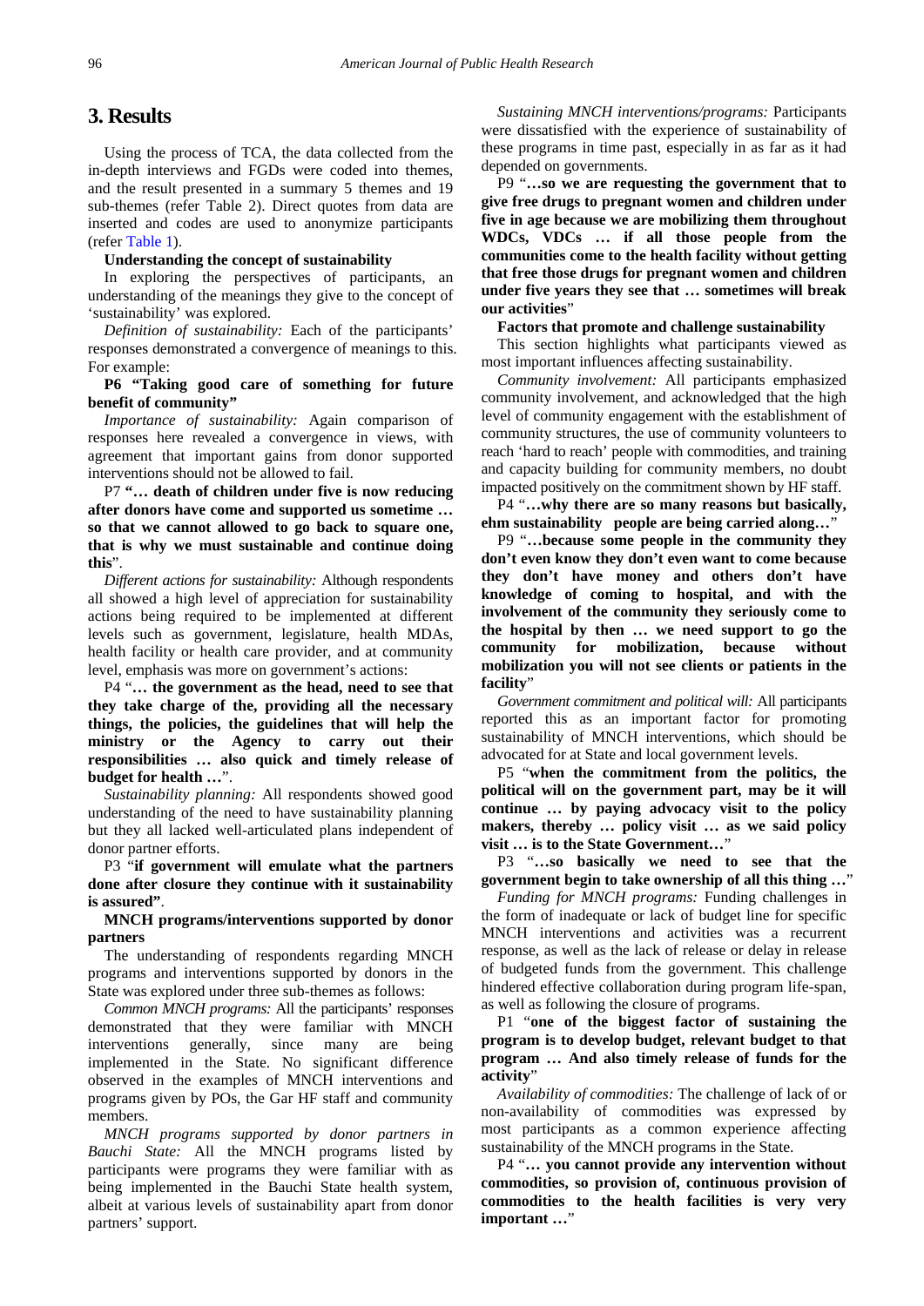## 3. Results

Using the process of TCA, the data collected from the in-depth interviews and FGDs were coded into themes, and the result presented in a summary 5 themes and 19 sub-themes (refer Table 2). Direct quotes from data are inserted and codes are used to anonymize participants (refer Table 1).

**Understanding the concept of sustainability**

In exploring the perspectives of participants, an understanding of the meanings they give to the concept of 'sustainability' was explored.

*Definition of sustainability:* Each of the participants' responses demonstrated a convergence of meanings to this. For example:

**P6 "Taking good care of something for future benefit of community"**

*Importance of sustainability:* Again comparison of responses here revealed a convergence in views, with agreement that important gains from donor supported interventions should not be allowed to fail.

P7 **"… death of children under five is now reducing after donors have come and supported us sometime … so that we cannot allowed to go back to square one, that is why we must sustainable and continue doing this**".

*Different actions for sustainability:* Although respondents all showed a high level of appreciation for sustainability actions being required to be implemented at different levels such as government, legislature, health MDAs, health facility or health care provider, and at community level, emphasis was more on government's actions:

P4 "**… the government as the head, need to see that they take charge of the, providing all the necessary things, the policies, the guidelines that will help the ministry or the Agency to carry out their responsibilities … also quick and timely release of budget for health …**".

*Sustainability planning:* All respondents showed good understanding of the need to have sustainability planning but they all lacked well-articulated plans independent of donor partner efforts.

P3 "**if government will emulate what the partners done after closure they continue with it sustainability is assured"**.

**MNCH programs/interventions supported by donor partners**

The understanding of respondents regarding MNCH programs and interventions supported by donors in the State was explored under three sub-themes as follows:

*Common MNCH programs:* All the participants' responses demonstrated that they were familiar with MNCH interventions generally, since many are being implemented in the State. No significant difference observed in the examples of MNCH interventions and programs given by POs, the Gar HF staff and community members.

*MNCH programs supported by donor partners in Bauchi State:* All the MNCH programs listed by participants were programs they were familiar with as being implemented in the Bauchi State health system, albeit at various levels of sustainability apart from donor partners' support.

*Sustaining MNCH interventions/programs:* Participants were dissatisfied with the experience of sustainability of these programs in time past, especially in as far as it had depended on governments.

P9 "**…so we are requesting the government that to give free drugs to pregnant women and children under five in age because we are mobilizing them throughout WDCs, VDCs … if all those people from the communities come to the health facility without getting that free those drugs for pregnant women and children under five years they see that … sometimes will break our activities**"

**Factors that promote and challenge sustainability**

This section highlights what participants viewed as most important influences affecting sustainability.

*Community involvement:* All participants emphasized community involvement, and acknowledged that the high level of community engagement with the establishment of community structures, the use of community volunteers to reach 'hard to reach' people with commodities, and training and capacity building for community members, no doubt impacted positively on the commitment shown by HF staff.

P4 "**…why there are so many reasons but basically, ehm sustainability people are being carried along…**"

P9 "**…because some people in the community they don't even know they don't even want to come because they don't have money and others don't have knowledge of coming to hospital, and with the involvement of the community they seriously come to the hospital by then … we need support to go the community for mobilization, because without mobilization you will not see clients or patients in the facility**"

*Government commitment and political will:* All participants reported this as an important factor for promoting sustainability of MNCH interventions, which should be advocated for at State and local government levels.

P5 "**when the commitment from the politics, the political will on the government part, may be it will continue … by paying advocacy visit to the policy makers, thereby … policy visit … as we said policy visit … is to the State Government…**"

P3 "**…so basically we need to see that the government begin to take ownership of all this thing …**"

*Funding for MNCH programs:* Funding challenges in the form of inadequate or lack of budget line for specific MNCH interventions and activities was a recurrent response, as well as the lack of release or delay in release of budgeted funds from the government. This challenge hindered effective collaboration during program life-span, as well as following the closure of programs.

P1 "**one of the biggest factor of sustaining the program is to develop budget, relevant budget to that program … And also timely release of funds for the activity**"

*Availability of commodities:* The challenge of lack of or non-availability of commodities was expressed by most participants as a common experience affecting sustainability of the MNCH programs in the State.

P4 "**… you cannot provide any intervention without commodities, so provision of, continuous provision of commodities to the health facilities is very very important …**"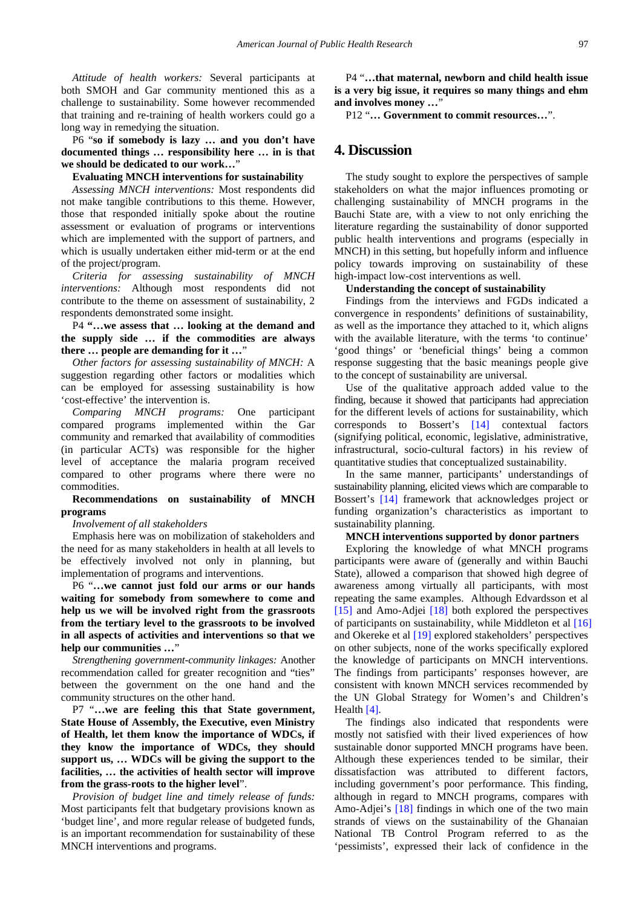*Attitude of health workers:* Several participants at both SMOH and Gar community mentioned this as a challenge to sustainability. Some however recommended that training and re-training of health workers could go a long way in remedying the situation.

P6 "**so if somebody is lazy … and you don't have documented things … responsibility here … in is that we should be dedicated to our work…**"

**Evaluating MNCH interventions for sustainability**

*Assessing MNCH interventions:* Most respondents did not make tangible contributions to this theme. However, those that responded initially spoke about the routine assessment or evaluation of programs or interventions which are implemented with the support of partners, and which is usually undertaken either mid-term or at the end of the project/program.

*Criteria for assessing sustainability of MNCH interventions:* Although most respondents did not contribute to the theme on assessment of sustainability, 2 respondents demonstrated some insight.

P4 **"…we assess that … looking at the demand and the supply side … if the commodities are always there … people are demanding for it …"**

*Other factors for assessing sustainability of MNCH:* A suggestion regarding other factors or modalities which can be employed for assessing sustainability is how 'cost-effective' the intervention is.

*Comparing MNCH programs:* One participant compared programs implemented within the Gar community and remarked that availability of commodities (in particular ACTs) was responsible for the higher level of acceptance the malaria program received compared to other programs where there were no commodities.

**Recommendations on sustainability of MNCH programs**

*Involvement of all stakeholders*

Emphasis here was on mobilization of stakeholders and the need for as many stakeholders in health at all levels to be effectively involved not only in planning, but implementation of programs and interventions.

P6 "**…we cannot just fold our arms or our hands waiting for somebody from somewhere to come and help us we will be involved right from the grassroots from the tertiary level to the grassroots to be involved in all aspects of activities and interventions so that we help our communities …**"

*Strengthening government-community linkages:* Another recommendation called for greater recognition and "ties" between the government on the one hand and the community structures on the other hand.

P7 "**…we are feeling this that State government, State House of Assembly, the Executive, even Ministry of Health, let them know the importance of WDCs, if they know the importance of WDCs, they should support us, … WDCs will be giving the support to the facilities, … the activities of health sector will improve from the grass-roots to the higher level**".

*Provision of budget line and timely release of funds:* Most participants felt that budgetary provisions known as 'budget line', and more regular release of budgeted funds, is an important recommendation for sustainability of these MNCH interventions and programs.

P4 "**…that maternal, newborn and child health issue is a very big issue, it requires so many things and ehm and involves money …**"

P12 "**… Government to commit resources…**".

# 4. Discussion

The study sought to explore the perspectives of sample stakeholders on what the major influences promoting or challenging sustainability of MNCH programs in the Bauchi State are, with a view to not only enriching the literature regarding the sustainability of donor supported public health interventions and programs (especially in MNCH) in this setting, but hopefully inform and influence policy towards improving on sustainability of these high-impact low-cost interventions as well.

**Understanding the concept of sustainability**

Findings from the interviews and FGDs indicated a convergence in respondents' definitions of sustainability, as well as the importance they attached to it, which aligns with the available literature, with the terms 'to continue' 'good things' or 'beneficial things' being a common response suggesting that the basic meanings people give to the concept of sustainability are universal.

Use of the qualitative approach added value to the finding, because it showed that participants had appreciation for the different levels of actions for sustainability, which corresponds to Bossert's [14] contextual factors (signifying political, economic, legislative, administrative, infrastructural, socio-cultural factors) in his review of quantitative studies that conceptualized sustainability.

In the same manner, participants' understandings of sustainability planning, elicited views which are comparable to Bossert's [14] framework that acknowledges project or funding organization's characteristics as important to sustainability planning.

**MNCH interventions supported by donor partners**

Exploring the knowledge of what MNCH programs participants were aware of (generally and within Bauchi State), allowed a comparison that showed high degree of awareness among virtually all participants, with most repeating the same examples. Although Edvardsson et al [15] and Amo-Adjei [18] both explored the perspectives of participants on sustainability, while Middleton et al [16] and Okereke et al [19] explored stakeholders' perspectives on other subjects, none of the works specifically explored the knowledge of participants on MNCH interventions. The findings from participants' responses however, are consistent with known MNCH services recommended by the UN Global Strategy for Women's and Children's Health [4].

The findings also indicated that respondents were mostly not satisfied with their lived experiences of how sustainable donor supported MNCH programs have been. Although these experiences tended to be similar, their dissatisfaction was attributed to different factors, including government's poor performance. This finding, although in regard to MNCH programs, compares with Amo-Adjei's [18] findings in which one of the two main strands of views on the sustainability of the Ghanaian National TB Control Program referred to as the 'pessimists', expressed their lack of confidence in the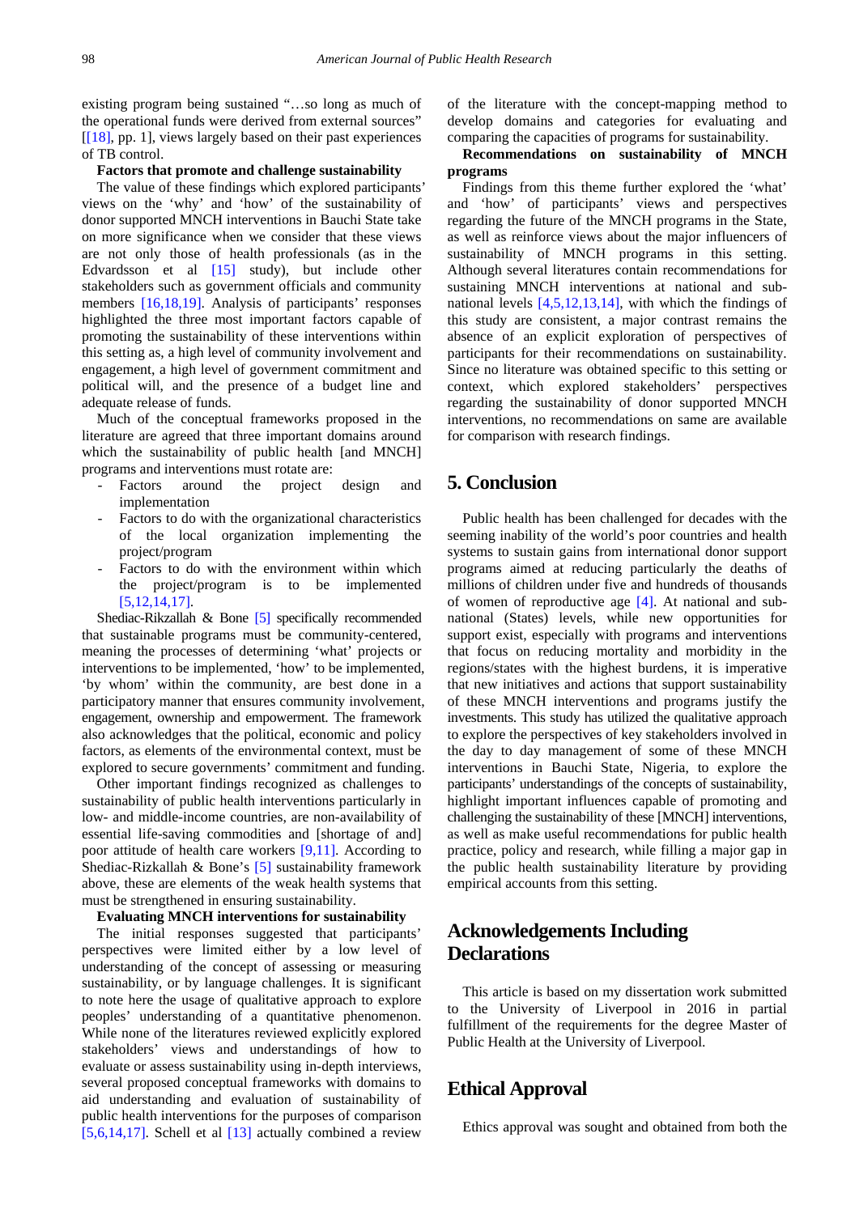existing program being sustained "…so long as much of the operational funds were derived from external sources" [[18], pp. 1], views largely based on their past experiences of TB control.

**Factors that promote and challenge sustainability**

The value of these findings which explored participants' views on the 'why' and 'how' of the sustainability of donor supported MNCH interventions in Bauchi State take on more significance when we consider that these views are not only those of health professionals (as in the Edvardsson et al [15] study), but include other stakeholders such as government officials and community members [16,18,19]. Analysis of participants' responses highlighted the three most important factors capable of promoting the sustainability of these interventions within this setting as, a high level of community involvement and engagement, a high level of government commitment and political will, and the presence of a budget line and adequate release of funds.

Much of the conceptual frameworks proposed in the literature are agreed that three important domains around which the sustainability of public health [and MNCH] programs and interventions must rotate are:

- Factors around the project design and implementation
- Factors to do with the organizational characteristics of the local organization implementing the project/program
- Factors to do with the environment within which the project/program is to be implemented [5,12,14,17].

Shediac-Rikzallah & Bone [5] specifically recommended that sustainable programs must be community-centered, meaning the processes of determining 'what' projects or interventions to be implemented, 'how' to be implemented, 'by whom' within the community, are best done in a participatory manner that ensures community involvement, engagement, ownership and empowerment. The framework also acknowledges that the political, economic and policy factors, as elements of the environmental context, must be explored to secure governments' commitment and funding.

Other important findings recognized as challenges to sustainability of public health interventions particularly in low- and middle-income countries, are non-availability of essential life-saving commodities and [shortage of and] poor attitude of health care workers [9,11]. According to Shediac-Rizkallah & Bone's [5] sustainability framework above, these are elements of the weak health systems that must be strengthened in ensuring sustainability.

**Evaluating MNCH interventions for sustainability**

The initial responses suggested that participants' perspectives were limited either by a low level of understanding of the concept of assessing or measuring sustainability, or by language challenges. It is significant to note here the usage of qualitative approach to explore peoples' understanding of a quantitative phenomenon. While none of the literatures reviewed explicitly explored stakeholders' views and understandings of how to evaluate or assess sustainability using in-depth interviews, several proposed conceptual frameworks with domains to aid understanding and evaluation of sustainability of public health interventions for the purposes of comparison [5,6,14,17]. Schell et al [13] actually combined a review of the literature with the concept-mapping method to develop domains and categories for evaluating and comparing the capacities of programs for sustainability.

**Recommendations on sustainability of MNCH programs**

Findings from this theme further explored the 'what' and 'how' of participants' views and perspectives regarding the future of the MNCH programs in the State, as well as reinforce views about the major influencers of sustainability of MNCH programs in this setting. Although several literatures contain recommendations for sustaining MNCH interventions at national and sub-national levels [4,5,12,13,14], with which the findings of this study are consistent, a major contrast remains the absence of an explicit exploration of perspectives of participants for their recommendations on sustainability. Since no literature was obtained specific to this setting or context, which explored stakeholders' perspectives regarding the sustainability of donor supported MNCH interventions, no recommendations on same are available for comparison with research findings.

## 5. Conclusion

Public health has been challenged for decades with the seeming inability of the world's poor countries and health systems to sustain gains from international donor support programs aimed at reducing particularly the deaths of millions of children under five and hundreds of thousands of women of reproductive age [4]. At national and sub-national (States) levels, while new opportunities for support exist, especially with programs and interventions that focus on reducing mortality and morbidity in the regions/states with the highest burdens, it is imperative that new initiatives and actions that support sustainability of these MNCH interventions and programs justify the investments. This study has utilized the qualitative approach to explore the perspectives of key stakeholders involved in the day to day management of some of these MNCH interventions in Bauchi State, Nigeria, to explore the participants' understandings of the concepts of sustainability, highlight important influences capable of promoting and challenging the sustainability of these [MNCH] interventions, as well as make useful recommendations for public health practice, policy and research, while filling a major gap in the public health sustainability literature by providing empirical accounts from this setting.

## Acknowledgements Including Declarations

This article is based on my dissertation work submitted to the University of Liverpool in 2016 in partial fulfillment of the requirements for the degree Master of Public Health at the University of Liverpool.

## Ethical Approval

Ethics approval was sought and obtained from both the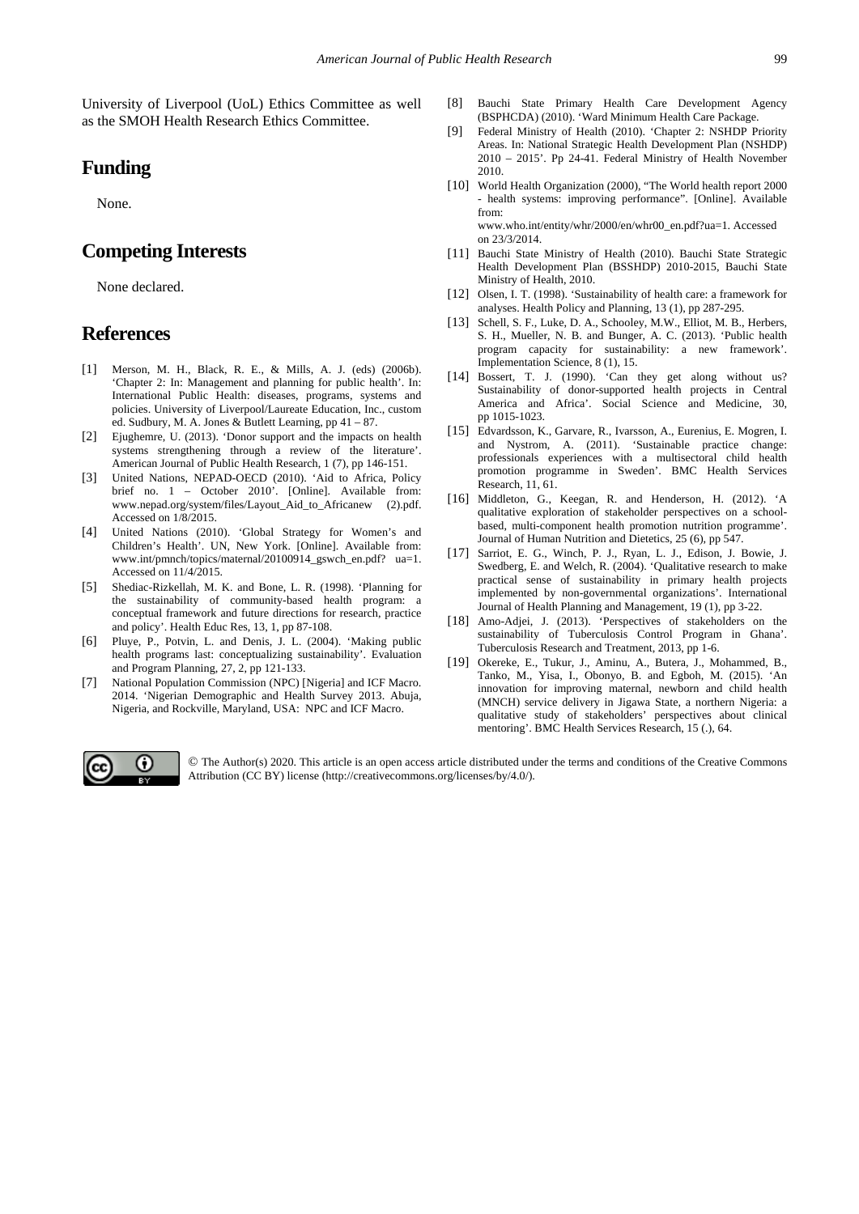University of Liverpool (UoL) Ethics Committee as well as the SMOH Health Research Ethics Committee.

## Funding

None.

## Competing Interests

None declared.

## References

[1] Merson, M. H., Black, R. E., & Mills, A. J. (eds) (2006b). ‘Chapter 2: In: Management and planning for public health’. In: International Public Health: diseases, programs, systems and policies. University of Liverpool/Laureate Education, Inc., custom ed. Sudbury, M. A. Jones & Butlett Learning, pp 41 – 87.

[2] Ejughemre, U. (2013). ‘Donor support and the impacts on health systems strengthening through a review of the literature’. American Journal of Public Health Research, 1 (7), pp 146-151.

[3] United Nations, NEPAD-OECD (2010). ‘Aid to Africa, Policy brief no. 1 – October 2010’. [Online]. Available from: www.nepad.org/system/files/Layout_Aid_to_Africanew (2).pdf. Accessed on 1/8/2015.

[4] United Nations (2010). ‘Global Strategy for Women’s and Children’s Health’. UN, New York. [Online]. Available from: www.int/pmnch/topics/maternal/20100914_gswch_en.pdf? ua=1. Accessed on 11/4/2015.

[5] Shediac-Rizkellah, M. K. and Bone, L. R. (1998). ‘Planning for the sustainability of community-based health program: a conceptual framework and future directions for research, practice and policy’. Health Educ Res, 13, 1, pp 87-108.

[6] Pluye, P., Potvin, L. and Denis, J. L. (2004). ‘Making public health programs last: conceptualizing sustainability’. Evaluation and Program Planning, 27, 2, pp 121-133.

[7] National Population Commission (NPC) [Nigeria] and ICF Macro. 2014. ‘Nigerian Demographic and Health Survey 2013. Abuja, Nigeria, and Rockville, Maryland, USA: NPC and ICF Macro.

[8] Bauchi State Primary Health Care Development Agency (BSPHCDA) (2010). ‘Ward Minimum Health Care Package.

[9] Federal Ministry of Health (2010). ‘Chapter 2: NSHDP Priority Areas. In: National Strategic Health Development Plan (NSHDP) 2010 – 2015’. Pp 24-41. Federal Ministry of Health November 2010.

[10] World Health Organization (2000), “The World health report 2000 - health systems: improving performance”. [Online]. Available from: www.who.int/entity/whr/2000/en/whr00_en.pdf?ua=1. Accessed on 23/3/2014.

[11] Bauchi State Ministry of Health (2010). Bauchi State Strategic Health Development Plan (BSSHDP) 2010-2015, Bauchi State Ministry of Health, 2010.

[12] Olsen, I. T. (1998). ‘Sustainability of health care: a framework for analyses. Health Policy and Planning, 13 (1), pp 287-295.

[13] Schell, S. F., Luke, D. A., Schooley, M.W., Elliot, M. B., Herbers, S. H., Mueller, N. B. and Bunger, A. C. (2013). ‘Public health program capacity for sustainability: a new framework’. Implementation Science, 8 (1), 15.

[14] Bossert, T. J. (1990). ‘Can they get along without us? Sustainability of donor-supported health projects in Central America and Africa’. Social Science and Medicine, 30, pp 1015-1023.

[15] Edvardsson, K., Garvare, R., Ivarsson, A., Eurenius, E. Mogren, I. and Nystrom, A. (2011). ‘Sustainable practice change: professionals experiences with a multisectoral child health promotion programme in Sweden’. BMC Health Services Research, 11, 61.

[16] Middleton, G., Keegan, R. and Henderson, H. (2012). ‘A qualitative exploration of stakeholder perspectives on a school-based, multi-component health promotion nutrition programme’. Journal of Human Nutrition and Dietetics, 25 (6), pp 547.

[17] Sarriot, E. G., Winch, P. J., Ryan, L. J., Edison, J. Bowie, J. Swedberg, E. and Welch, R. (2004). ‘Qualitative research to make practical sense of sustainability in primary health projects implemented by non-governmental organizations’. International Journal of Health Planning and Management, 19 (1), pp 3-22.

[18] Amo-Adjei, J. (2013). ‘Perspectives of stakeholders on the sustainability of Tuberculosis Control Program in Ghana’. Tuberculosis Research and Treatment, 2013, pp 1-6.

[19] Okereke, E., Tukur, J., Aminu, A., Butera, J., Mohammed, B., Tanko, M., Yisa, I., Obonyo, B. and Egboh, M. (2015). ‘An innovation for improving maternal, newborn and child health (MNCH) service delivery in Jigawa State, a northern Nigeria: a qualitative study of stakeholders’ perspectives about clinical mentoring’. BMC Health Services Research, 15 (.), 64.

© The Author(s) 2020. This article is an open access article distributed under the terms and conditions of the Creative Commons Attribution (CC BY) license (http://creativecommons.org/licenses/by/4.0/).